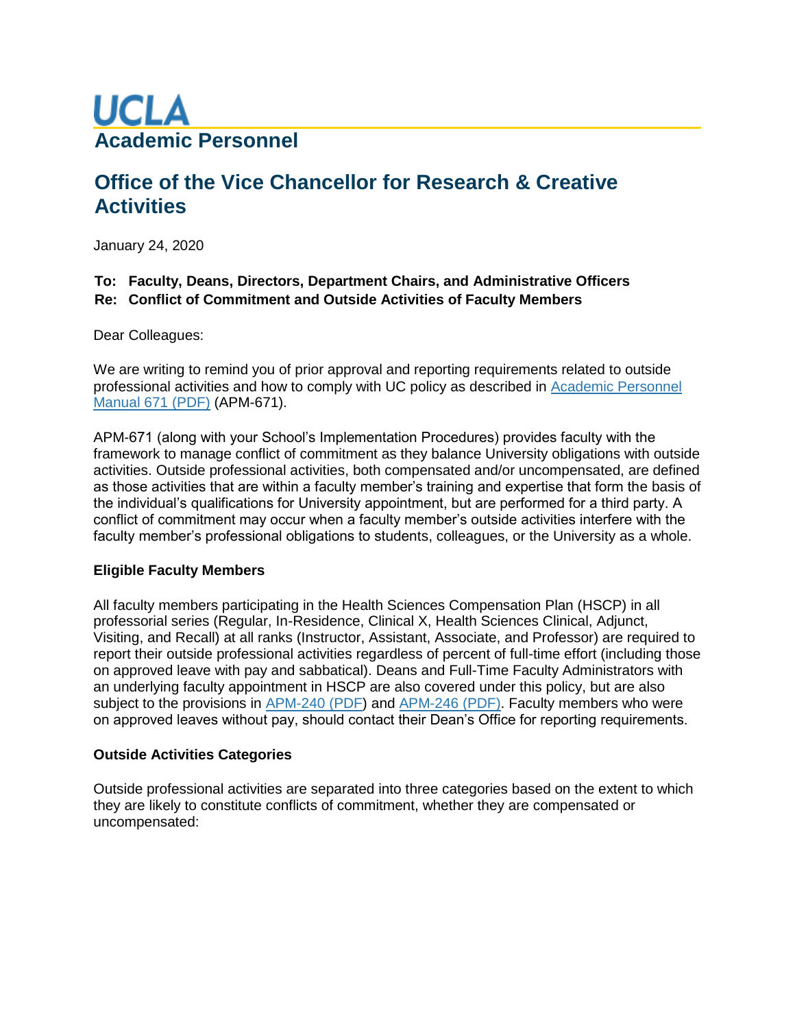# UCLA

## Academic Personnel

## Office of the Vice Chancellor for Research & Creative Activities

January 24, 2020

**To: Faculty, Deans, Directors, Department Chairs, and Administrative Officers**
**Re: Conflict of Commitment and Outside Activities of Faculty Members**

Dear Colleagues:

We are writing to remind you of prior approval and reporting requirements related to outside professional activities and how to comply with UC policy as described in Academic Personnel Manual 671 (PDF) (APM-671).

APM-671 (along with your School's Implementation Procedures) provides faculty with the framework to manage conflict of commitment as they balance University obligations with outside activities. Outside professional activities, both compensated and/or uncompensated, are defined as those activities that are within a faculty member's training and expertise that form the basis of the individual's qualifications for University appointment, but are performed for a third party. A conflict of commitment may occur when a faculty member's outside activities interfere with the faculty member's professional obligations to students, colleagues, or the University as a whole.

**Eligible Faculty Members**

All faculty members participating in the Health Sciences Compensation Plan (HSCP) in all professorial series (Regular, In-Residence, Clinical X, Health Sciences Clinical, Adjunct, Visiting, and Recall) at all ranks (Instructor, Assistant, Associate, and Professor) are required to report their outside professional activities regardless of percent of full-time effort (including those on approved leave with pay and sabbatical). Deans and Full-Time Faculty Administrators with an underlying faculty appointment in HSCP are also covered under this policy, but are also subject to the provisions in APM-240 (PDF) and APM-246 (PDF). Faculty members who were on approved leaves without pay, should contact their Dean's Office for reporting requirements.

**Outside Activities Categories**

Outside professional activities are separated into three categories based on the extent to which they are likely to constitute conflicts of commitment, whether they are compensated or uncompensated: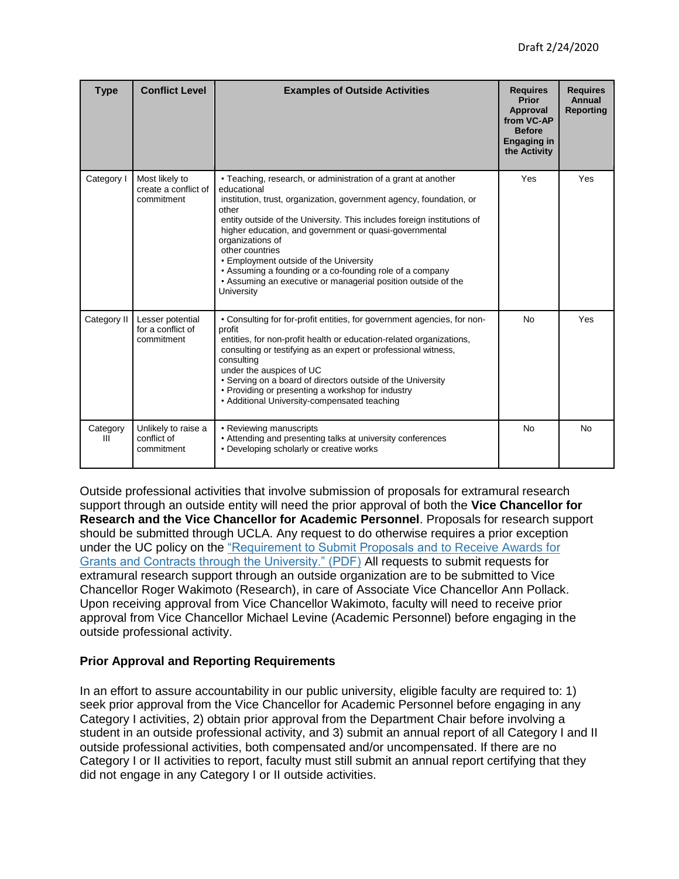| Type | Conflict Level | Examples of Outside Activities | Requires Prior Approval from VC-AP Before Engaging in the Activity | Requires Annual Reporting |
|---|---|---|---|---|
| Category I | Most likely to create a conflict of commitment | • Teaching, research, or administration of a grant at another educational institution, trust, organization, government agency, foundation, or other entity outside of the University. This includes foreign institutions of higher education, and government or quasi-governmental organizations of other countries<br>• Employment outside of the University<br>• Assuming a founding or a co-founding role of a company<br>• Assuming an executive or managerial position outside of the University | Yes | Yes |
| Category II | Lesser potential for a conflict of commitment | • Consulting for for-profit entities, for government agencies, for non-profit entities, for non-profit health or education-related organizations, consulting or testifying as an expert or professional witness, consulting under the auspices of UC<br>• Serving on a board of directors outside of the University<br>• Providing or presenting a workshop for industry<br>• Additional University-compensated teaching | No | Yes |
| Category III | Unlikely to raise a conflict of commitment | • Reviewing manuscripts<br>• Attending and presenting talks at university conferences<br>• Developing scholarly or creative works | No | No |

Outside professional activities that involve submission of proposals for extramural research support through an outside entity will need the prior approval of both the **Vice Chancellor for Research and the Vice Chancellor for Academic Personnel**. Proposals for research support should be submitted through UCLA. Any request to do otherwise requires a prior exception under the UC policy on the "Requirement to Submit Proposals and to Receive Awards for Grants and Contracts through the University." (PDF) All requests to submit requests for extramural research support through an outside organization are to be submitted to Vice Chancellor Roger Wakimoto (Research), in care of Associate Vice Chancellor Ann Pollack. Upon receiving approval from Vice Chancellor Wakimoto, faculty will need to receive prior approval from Vice Chancellor Michael Levine (Academic Personnel) before engaging in the outside professional activity.

### Prior Approval and Reporting Requirements

In an effort to assure accountability in our public university, eligible faculty are required to: 1) seek prior approval from the Vice Chancellor for Academic Personnel before engaging in any Category I activities, 2) obtain prior approval from the Department Chair before involving a student in an outside professional activity, and 3) submit an annual report of all Category I and II outside professional activities, both compensated and/or uncompensated. If there are no Category I or II activities to report, faculty must still submit an annual report certifying that they did not engage in any Category I or II outside activities.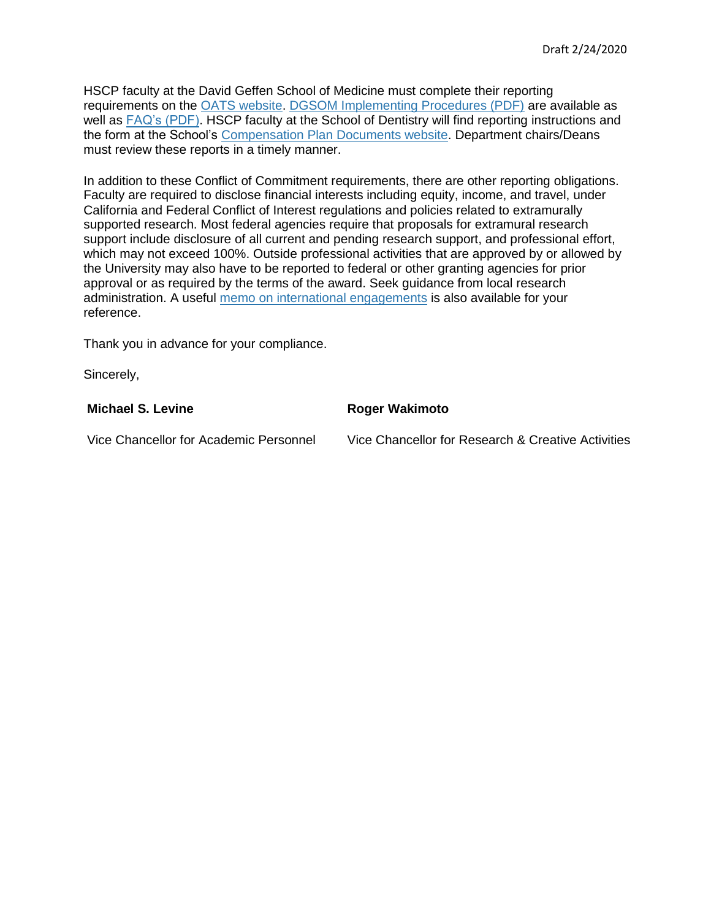Draft 2/24/2020

HSCP faculty at the David Geffen School of Medicine must complete their reporting requirements on the OATS website. DGSOM Implementing Procedures (PDF) are available as well as FAQ's (PDF). HSCP faculty at the School of Dentistry will find reporting instructions and the form at the School's Compensation Plan Documents website. Department chairs/Deans must review these reports in a timely manner.

In addition to these Conflict of Commitment requirements, there are other reporting obligations. Faculty are required to disclose financial interests including equity, income, and travel, under California and Federal Conflict of Interest regulations and policies related to extramurally supported research. Most federal agencies require that proposals for extramural research support include disclosure of all current and pending research support, and professional effort, which may not exceed 100%. Outside professional activities that are approved by or allowed by the University may also have to be reported to federal or other granting agencies for prior approval or as required by the terms of the award. Seek guidance from local research administration. A useful memo on international engagements is also available for your reference.

Thank you in advance for your compliance.

Sincerely,

| | |
|---|---|
| **Michael S. Levine** | **Roger Wakimoto** |
| Vice Chancellor for Academic Personnel | Vice Chancellor for Research & Creative Activities |